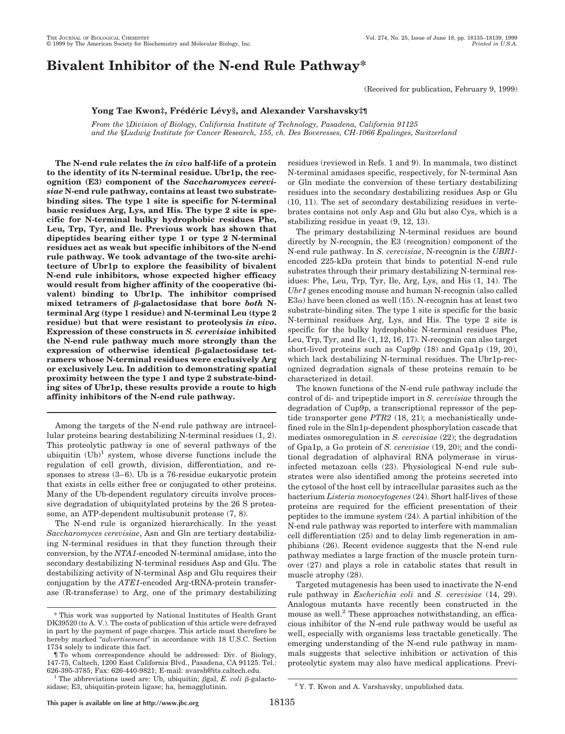# Bivalent Inhibitor of the N-end Rule Pathway*

(Received for publication, February 9, 1999)

**Yong Tae Kwon‡, Frédéric Lévy§, and Alexander Varshavsky‡¶**

*From the ‡Division of Biology, California Institute of Technology, Pasadena, California 91125 and the §Ludwig Institute for Cancer Research, 155, ch. Des Boveresses, CH-1066 Epalinges, Switzerland*

**The N-end rule relates the *in vivo* half-life of a protein to the identity of its N-terminal residue. Ubr1p, the recognition (E3) component of the *Saccharomyces cerevisiae* N-end rule pathway, contains at least two substrate-binding sites. The type 1 site is specific for N-terminal basic residues Arg, Lys, and His. The type 2 site is specific for N-terminal bulky hydrophobic residues Phe, Leu, Trp, Tyr, and Ile. Previous work has shown that dipeptides bearing either type 1 or type 2 N-terminal residues act as weak but specific inhibitors of the N-end rule pathway. We took advantage of the two-site architecture of Ubr1p to explore the feasibility of bivalent N-end rule inhibitors, whose expected higher efficacy would result from higher affinity of the cooperative (bivalent) binding to Ubr1p. The inhibitor comprised mixed tetramers of β-galactosidase that bore *both* N-terminal Arg (type 1 residue) and N-terminal Leu (type 2 residue) but that were resistant to proteolysis *in vivo*. Expression of these constructs in *S. cerevisiae* inhibited the N-end rule pathway much more strongly than the expression of otherwise identical β-galactosidase tetramers whose N-terminal residues were exclusively Arg or exclusively Leu. In addition to demonstrating spatial proximity between the type 1 and type 2 substrate-binding sites of Ubr1p, these results provide a route to high affinity inhibitors of the N-end rule pathway.**

Among the targets of the N-end rule pathway are intracellular proteins bearing destabilizing N-terminal residues (1, 2). This proteolytic pathway is one of several pathways of the ubiquitin (Ub)[1] system, whose diverse functions include the regulation of cell growth, division, differentiation, and responses to stress (3–6). Ub is a 76-residue eukaryotic protein that exists in cells either free or conjugated to other proteins. Many of the Ub-dependent regulatory circuits involve processive degradation of ubiquitylated proteins by the 26 S proteasome, an ATP-dependent multisubunit protease (7, 8).

The N-end rule is organized hierarchically. In the yeast *Saccharomyces cerevisiae*, Asn and Gln are tertiary destabilizing N-terminal residues in that they function through their conversion, by the *NTA1*-encoded N-terminal amidase, into the secondary destabilizing N-terminal residues Asp and Glu. The destabilizing activity of N-terminal Asp and Glu requires their conjugation by the *ATE1*-encoded Arg-tRNA-protein transferase (R-transferase) to Arg, one of the primary destabilizing residues (reviewed in Refs. 1 and 9). In mammals, two distinct N-terminal amidases specific, respectively, for N-terminal Asn or Gln mediate the conversion of these tertiary destabilizing residues into the secondary destabilizing residues Asp or Glu (10, 11). The set of secondary destabilizing residues in vertebrates contains not only Asp and Glu but also Cys, which is a stabilizing residue in yeast (9, 12, 13).

The primary destabilizing N-terminal residues are bound directly by N-recognin, the E3 (recognition) component of the N-end rule pathway. In *S. cerevisiae*, N-recognin is the *UBR1*-encoded 225-kDa protein that binds to potential N-end rule substrates through their primary destabilizing N-terminal residues: Phe, Leu, Trp, Tyr, Ile, Arg, Lys, and His (1, 14). The *Ubr1* genes encoding mouse and human N-recognin (also called E3α) have been cloned as well (15). N-recognin has at least two substrate-binding sites. The type 1 site is specific for the basic N-terminal residues Arg, Lys, and His. The type 2 site is specific for the bulky hydrophobic N-terminal residues Phe, Leu, Trp, Tyr, and Ile (1, 12, 16, 17). N-recognin can also target short-lived proteins such as Cup9p (18) and Gpa1p (19, 20), which lack destabilizing N-terminal residues. The Ubr1p-recognized degradation signals of these proteins remain to be characterized in detail.

The known functions of the N-end rule pathway include the control of di- and tripeptide import in *S. cerevisiae* through the degradation of Cup9p, a transcriptional repressor of the peptide transporter gene *PTR2* (18, 21); a mechanistically undefined role in the Sln1p-dependent phosphorylation cascade that mediates osmoregulation in *S. cerevisiae* (22); the degradation of Gpa1p, a Gα protein of *S. cerevisiae* (19, 20); and the conditional degradation of alphaviral RNA polymerase in virus-infected metazoan cells (23). Physiological N-end rule substrates were also identified among the proteins secreted into the cytosol of the host cell by intracellular parasites such as the bacterium *Listeria monocytogenes* (24). Short half-lives of these proteins are required for the efficient presentation of their peptides to the immune system (24). A partial inhibition of the N-end rule pathway was reported to interfere with mammalian cell differentiation (25) and to delay limb regeneration in amphibians (26). Recent evidence suggests that the N-end rule pathway mediates a large fraction of the muscle protein turnover (27) and plays a role in catabolic states that result in muscle atrophy (28).

Targeted mutagenesis has been used to inactivate the N-end rule pathway in *Escherichia coli* and *S. cerevisiae* (14, 29). Analogous mutants have recently been constructed in the mouse as well.[2] These approaches notwithstanding, an efficacious inhibitor of the N-end rule pathway would be useful as well, especially with organisms less tractable genetically. The emerging understanding of the N-end rule pathway in mammals suggests that selective inhibition or activation of this proteolytic system may also have medical applications. Previ-

\* This work was supported by National Institutes of Health Grant DK39520 (to A. V.). The costs of publication of this article were defrayed in part by the payment of page charges. This article must therefore be hereby marked "*advertisement*" in accordance with 18 U.S.C. Section 1734 solely to indicate this fact.

¶ To whom correspondence should be addressed: Div. of Biology, 147-75, Caltech, 1200 East California Blvd., Pasadena, CA 91125. Tel.: 626-395-3785; Fax: 626-440-9821; E-mail: avarsh@its.caltech.edu.

[1] The abbreviations used are: Ub, ubiquitin; βgal, *E. coli* β-galactosidase; E3, ubiquitin-protein ligase; ha, hemagglutinin.

[2] Y. T. Kwon and A. Varshavsky, unpublished data.

This paper is available on line at http://www.jbc.org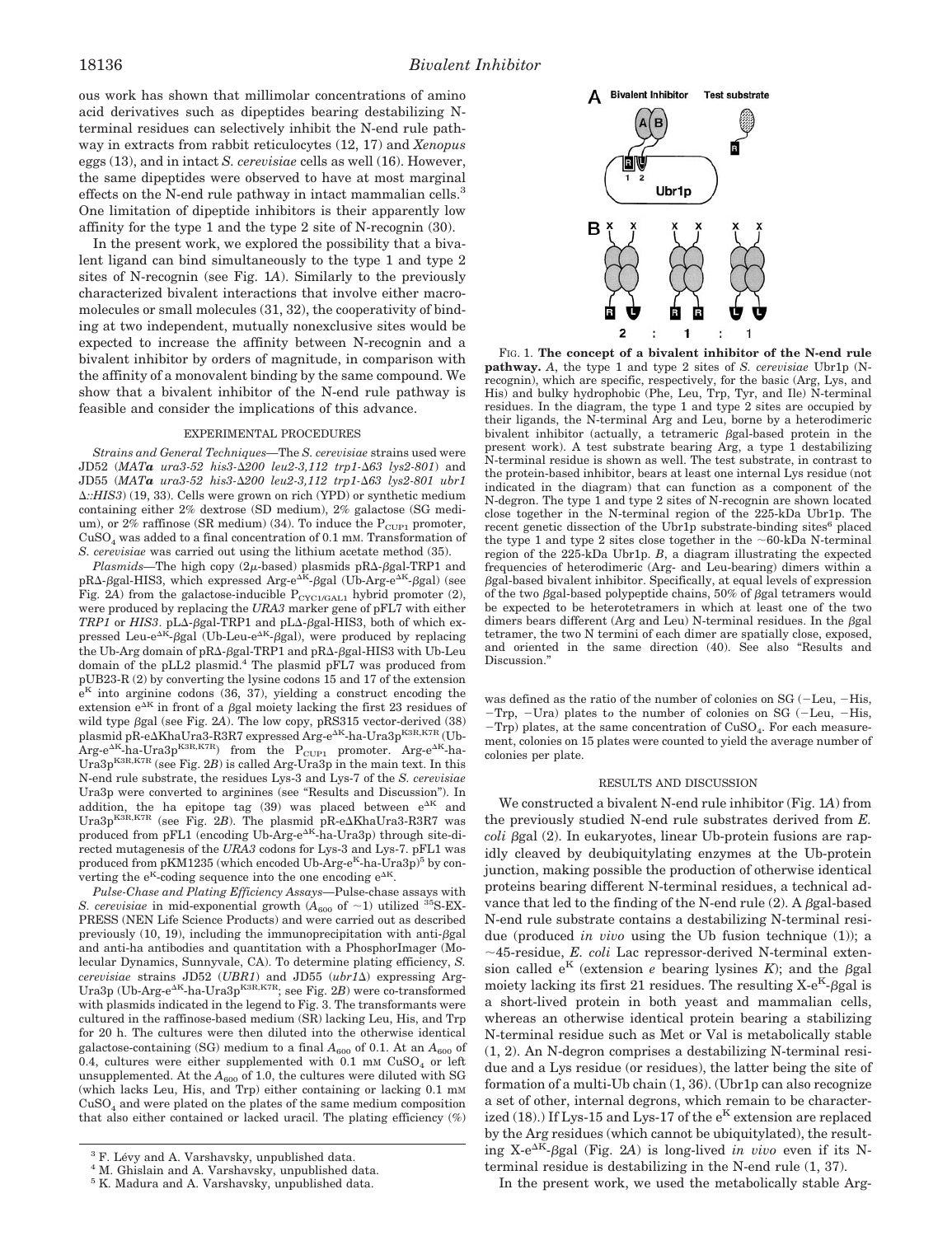ous work has shown that millimolar concentrations of amino acid derivatives such as dipeptides bearing destabilizing N-terminal residues can selectively inhibit the N-end rule pathway in extracts from rabbit reticulocytes (12, 17) and *Xenopus* eggs (13), and in intact *S. cerevisiae* cells as well (16). However, the same dipeptides were observed to have at most marginal effects on the N-end rule pathway in intact mammalian cells.[3] One limitation of dipeptide inhibitors is their apparently low affinity for the type 1 and the type 2 site of N-recognin (30).

In the present work, we explored the possibility that a bivalent ligand can bind simultaneously to the type 1 and type 2 sites of N-recognin (see Fig. 1*A*). Similarly to the previously characterized bivalent interactions that involve either macromolecules or small molecules (31, 32), the cooperativity of binding at two independent, mutually nonexclusive sites would be expected to increase the affinity between N-recognin and a bivalent inhibitor by orders of magnitude, in comparison with the affinity of a monovalent binding by the same compound. We show that a bivalent inhibitor of the N-end rule pathway is feasible and consider the implications of this advance.

## EXPERIMENTAL PROCEDURES

*Strains and General Techniques*—The *S. cerevisiae* strains used were JD52 (*MAT**a** ura3-52 his3-Δ200 leu2-3,112 trp1-Δ63 lys2-801*) and JD55 (*MAT**a** ura3-52 his3-Δ200 leu2-3,112 trp1-Δ63 lys2-801 ubr1 Δ::HIS3*) (19, 33). Cells were grown on rich (YPD) or synthetic medium containing either 2% dextrose (SD medium), 2% galactose (SG medium), or 2% raffinose (SR medium) (34). To induce the $P_{CUP1}$ promoter, $CuSO_4$ was added to a final concentration of 0.1 mM. Transformation of *S. cerevisiae* was carried out using the lithium acetate method (35).

*Plasmids*—The high copy (2μ-based) plasmids pRΔ-βgal-TRP1 and pRΔ-βgal-HIS3, which expressed Arg-$e^{\Delta K}$-βgal (Ub-Arg-$e^{\Delta K}$-βgal) (see Fig. 2*A*) from the galactose-inducible $P_{CYC1/GAL1}$ hybrid promoter (2), were produced by replacing the *URA3* marker gene of pFL7 with either *TRP1* or *HIS3*. pLΔ-βgal-TRP1 and pLΔ-βgal-HIS3, both of which expressed Leu-$e^{\Delta K}$-βgal (Ub-Leu-$e^{\Delta K}$-βgal), were produced by replacing the Ub-Arg domain of pRΔ-βgal-TRP1 and pRΔ-βgal-HIS3 with Ub-Leu domain of the pLL2 plasmid.[4] The plasmid pFL7 was produced from pUB23-R (2) by converting the lysine codons 15 and 17 of the extension $e^K$ into arginine codons (36, 37), yielding a construct encoding the extension $e^{\Delta K}$ in front of a βgal moiety lacking the first 23 residues of wild type βgal (see Fig. 2*A*). The low copy, pRS315 vector-derived (38) plasmid pR-eΔKhaUra3-R3R7 expressed Arg-$e^{\Delta K}$-ha-$Ura3p^{K3R,K7R}$ (Ub-Arg-$e^{\Delta K}$-ha-$Ura3p^{K3R,K7R}$) from the $P_{CUP1}$ promoter. Arg-$e^{\Delta K}$-ha-$Ura3p^{K3R,K7R}$ (see Fig. 2*B*) is called Arg-Ura3p in the main text. In this N-end rule substrate, the residues Lys-3 and Lys-7 of the *S. cerevisiae* Ura3p were converted to arginines (see "Results and Discussion"). In addition, the ha epitope tag (39) was placed between $e^{\Delta K}$ and $Ura3p^{K3R,K7R}$ (see Fig. 2*B*). The plasmid pR-eΔKhaUra3-R3R7 was produced from pFL1 (encoding Ub-Arg-$e^{\Delta K}$-ha-Ura3p) through site-directed mutagenesis of the *URA3* codons for Lys-3 and Lys-7. pFL1 was produced from pKM1235 (which encoded Ub-Arg-$e^K$-ha-Ura3p)[5] by converting the $e^K$-coding sequence into the one encoding $e^{\Delta K}$.

*Pulse-Chase and Plating Efficiency Assays*—Pulse-chase assays with *S. cerevisiae* in mid-exponential growth ($A_{600}$ of ~1) utilized $^{35}$S-EXPRESS (NEN Life Science Products) and were carried out as described previously (10, 19), including the immunoprecipitation with anti-βgal and anti-ha antibodies and quantitation with a PhosphorImager (Molecular Dynamics, Sunnyvale, CA). To determine plating efficiency, *S. cerevisiae* strains JD52 (*UBR1*) and JD55 (*ubr1Δ*) expressing Arg-Ura3p (Ub-Arg-$e^{\Delta K}$-ha-$Ura3p^{K3R,K7R}$; see Fig. 2*B*) were co-transformed with plasmids indicated in the legend to Fig. 3. The transformants were cultured in the raffinose-based medium (SR) lacking Leu, His, and Trp for 20 h. The cultures were then diluted into the otherwise identical galactose-containing (SG) medium to a final $A_{600}$ of 0.1. At an $A_{600}$ of 0.4, cultures were either supplemented with 0.1 mM $CuSO_4$ or left unsupplemented. At the $A_{600}$ of 1.0, the cultures were diluted with SG (which lacks Leu, His, and Trp) either containing or lacking 0.1 mM $CuSO_4$ and were plated on the plates of the same medium composition that also either contained or lacked uracil. The plating efficiency (%) was defined as the ratio of the number of colonies on SG (−Leu, −His, −Trp, −Ura) plates to the number of colonies on SG (−Leu, −His, −Trp) plates, at the same concentration of $CuSO_4$. For each measurement, colonies on 15 plates were counted to yield the average number of colonies per plate.

[3] F. Lévy and A. Varshavsky, unpublished data.

[4] M. Ghislain and A. Varshavsky, unpublished data.

[5] K. Madura and A. Varshavsky, unpublished data.

FIG. 1. **The concept of a bivalent inhibitor of the N-end rule pathway.** *A*, the type 1 and type 2 sites of *S. cerevisiae* Ubr1p (N-recognin), which are specific, respectively, for the basic (Arg, Lys, and His) and bulky hydrophobic (Phe, Leu, Trp, Tyr, and Ile) N-terminal residues. In the diagram, the type 1 and type 2 sites are occupied by their ligands, the N-terminal Arg and Leu, borne by a heterodimeric bivalent inhibitor (actually, a tetrameric βgal-based protein in the present work). A test substrate bearing Arg, a type 1 destabilizing N-terminal residue is shown as well. The test substrate, in contrast to the protein-based inhibitor, bears at least one internal Lys residue (not indicated in the diagram) that can function as a component of the N-degron. The type 1 and type 2 sites of N-recognin are shown located close together in the N-terminal region of the 225-kDa Ubr1p. The recent genetic dissection of the Ubr1p substrate-binding sites[6] placed the type 1 and type 2 sites close together in the ~60-kDa N-terminal region of the 225-kDa Ubr1p. *B*, a diagram illustrating the expected frequencies of heterodimeric (Arg- and Leu-bearing) dimers within a βgal-based bivalent inhibitor. Specifically, at equal levels of expression of the two βgal-based polypeptide chains, 50% of βgal tetramers would be expected to be heterotetramers in which at least one of the two dimers bears different (Arg and Leu) N-terminal residues. In the βgal tetramer, the two N termini of each dimer are spatially close, exposed, and oriented in the same direction (40). See also "Results and Discussion."

## RESULTS AND DISCUSSION

We constructed a bivalent N-end rule inhibitor (Fig. 1*A*) from the previously studied N-end rule substrates derived from *E. coli* βgal (2). In eukaryotes, linear Ub-protein fusions are rapidly cleaved by deubiquitylating enzymes at the Ub-protein junction, making possible the production of otherwise identical proteins bearing different N-terminal residues, a technical advance that led to the finding of the N-end rule (2). A βgal-based N-end rule substrate contains a destabilizing N-terminal residue (produced *in vivo* using the Ub fusion technique (1)); a ~45-residue, *E. coli* Lac repressor-derived N-terminal extension called $e^K$ (extension *e* bearing lysines *K*); and the βgal moiety lacking its first 21 residues. The resulting X-$e^K$-βgal is a short-lived protein in both yeast and mammalian cells, whereas an otherwise identical protein bearing a stabilizing N-terminal residue such as Met or Val is metabolically stable (1, 2). An N-degron comprises a destabilizing N-terminal residue and a Lys residue (or residues), the latter being the site of formation of a multi-Ub chain (1, 36). (Ubr1p can also recognize a set of other, internal degrons, which remain to be characterized (18).) If Lys-15 and Lys-17 of the $e^K$ extension are replaced by the Arg residues (which cannot be ubiquitylated), the resulting X-$e^{\Delta K}$-βgal (Fig. 2*A*) is long-lived *in vivo* even if its N-terminal residue is destabilizing in the N-end rule (1, 37).

In the present work, we used the metabolically stable Arg-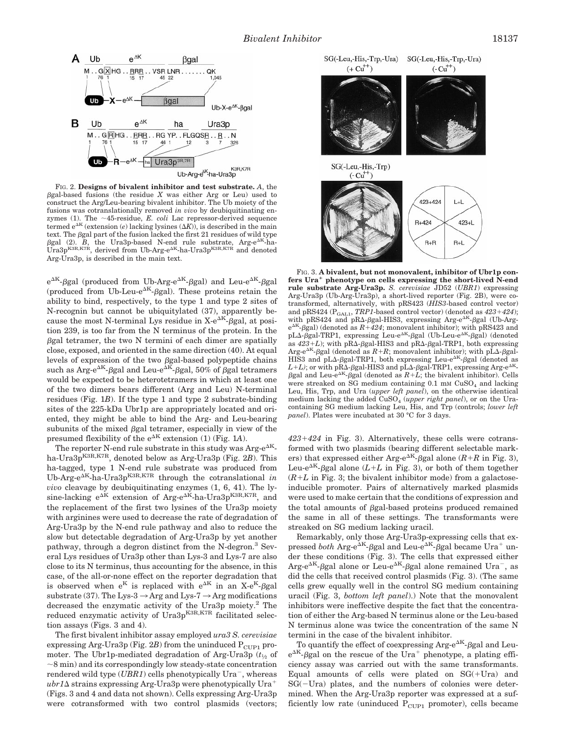FIG. 2. **Designs of bivalent inhibitor and test substrate.** *A*, the βgal-based fusions (the residue *X* was either Arg or Leu) used to construct the Arg/Leu-bearing bivalent inhibitor. The Ub moiety of the fusions was cotranslationally removed *in vivo* by deubiquitinating enzymes (1). The ~45-residue, *E. coli* Lac repressor-derived sequence termed $e^{\Delta K}$ (extension (*e*) lacking lysines (Δ*K*)), is described in the main text. The βgal part of the fusion lacked the first 21 residues of wild type βgal (2). *B*, the Ura3p-based N-end rule substrate, Arg-$e^{\Delta K}$-ha-Ura3p$^{K3R,K7R}$, derived from Ub-Arg-$e^{\Delta K}$-ha-Ura3p$^{K3R,K7R}$ and denoted Arg-Ura3p, is described in the main text.

FIG. 3. **A bivalent, but not monovalent, inhibitor of Ubr1p confers Ura$^+$ phenotype on cells expressing the short-lived N-end rule substrate Arg-Ura3p.** *S. cerevisiae* JD52 (*UBR1*) expressing Arg-Ura3p (Ub-Arg-Ura3p), a short-lived reporter (Fig. 2B), were co-transformed, alternatively, with pRS423 (*HIS3*-based control vector) and pRS424 ($P_{GAL1}$, *TRP1*-based control vector) (denoted as *423+424*); with pRS424 and pRΔ-βgal-HIS3, expressing Arg-$e^{\Delta K}$-βgal (Ub-Arg-$e^{\Delta K}$-βgal) (denoted as *R+424*; monovalent inhibitor); with pRS423 and pLΔ-βgal-TRP1, expressing Leu-$e^{\Delta K}$-βgal (Ub-Leu-$e^{\Delta K}$-βgal) (denoted as *423+L*); with pRΔ-βgal-HIS3 and pRΔ-βgal-TRP1, both expressing Arg-$e^{\Delta K}$-βgal (denoted as *R+R*; monovalent inhibitor); with pLΔ-βgal-HIS3 and pLΔ-βgal-TRP1, both expressing Leu-$e^{\Delta K}$-βgal (denoted as *L+L*); or with pRΔ-βgal-HIS3 and pLΔ-βgal-TRP1, expressing Arg-$e^{\Delta K}$-βgal and Leu-$e^{\Delta K}$-βgal (denoted as *R+L*; the bivalent inhibitor). Cells were streaked on SG medium containing 0.1 mM $CuSO_4$ and lacking Leu, His, Trp, and Ura (*upper left panel*), on the otherwise identical medium lacking the added $CuSO_4$ (*upper right panel*), or on the Ura-containing SG medium lacking Leu, His, and Trp (controls; *lower left panel*). Plates were incubated at 30 °C for 3 days.

$e^{\Delta K}$-βgal (produced from Ub-Arg-$e^{\Delta K}$-βgal) and Leu-$e^{\Delta K}$-βgal (produced from Ub-Leu-$e^{\Delta K}$-βgal). These proteins retain the ability to bind, respectively, to the type 1 and type 2 sites of N-recognin but cannot be ubiquitylated (37), apparently because the most N-terminal Lys residue in X-$e^{\Delta K}$-βgal, at position 239, is too far from the N terminus of the protein. In the βgal tetramer, the two N termini of each dimer are spatially close, exposed, and oriented in the same direction (40). At equal levels of expression of the two βgal-based polypeptide chains such as Arg-$e^{\Delta K}$-βgal and Leu-$e^{\Delta K}$-βgal, 50% of βgal tetramers would be expected to be heterotetramers in which at least one of the two dimers bears different (Arg and Leu) N-terminal residues (Fig. 1*B*). If the type 1 and type 2 substrate-binding sites of the 225-kDa Ubr1p are appropriately located and oriented, they might be able to bind the Arg- and Leu-bearing subunits of the mixed βgal tetramer, especially in view of the presumed flexibility of the $e^{\Delta K}$ extension (1) (Fig. 1*A*).

The reporter N-end rule substrate in this study was Arg-$e^{\Delta K}$-ha-Ura3p$^{K3R,K7R}$, denoted below as Arg-Ura3p (Fig. 2*B*). This ha-tagged, type 1 N-end rule substrate was produced from Ub-Arg-$e^{\Delta K}$-ha-Ura3p$^{K3R,K7R}$ through the cotranslational *in vivo* cleavage by deubiquitinating enzymes (1, 6, 41). The lysine-lacking $e^{\Delta K}$ extension of Arg-$e^{\Delta K}$-ha-Ura3p$^{K3R,K7R}$, and the replacement of the first two lysines of the Ura3p moiety with arginines were used to decrease the rate of degradation of Arg-Ura3p by the N-end rule pathway and also to reduce the slow but detectable degradation of Arg-Ura3p by yet another pathway, through a degron distinct from the N-degron.[3] Several Lys residues of Ura3p other than Lys-3 and Lys-7 are also close to its N terminus, thus accounting for the absence, in this case, of the all-or-none effect on the reporter degradation that is observed when $e^K$ is replaced with $e^{\Delta K}$ in an X-$e^K$-βgal substrate (37). The Lys-3 → Arg and Lys-7 → Arg modifications decreased the enzymatic activity of the Ura3p moiety.[2] The reduced enzymatic activity of Ura3p$^{K3R,K7R}$ facilitated selection assays (Figs. 3 and 4).

The first bivalent inhibitor assay employed *ura3 S. cerevisiae* expressing Arg-Ura3p (Fig. 2*B*) from the uninduced $P_{CUP1}$ promoter. The Ubr1p-mediated degradation of Arg-Ura3p ($t_{1/2}$ of ~8 min) and its correspondingly low steady-state concentration rendered wild type (*UBR1*) cells phenotypically Ura$^-$, whereas *ubr1Δ* strains expressing Arg-Ura3p were phenotypically Ura$^+$ (Figs. 3 and 4 and data not shown). Cells expressing Arg-Ura3p were cotransformed with two control plasmids (vectors; *423+424* in Fig. 3). Alternatively, these cells were cotransformed with two plasmids (bearing different selectable markers) that expressed either Arg-$e^{\Delta K}$-βgal alone (*R+R* in Fig. 3), Leu-$e^{\Delta K}$-βgal alone (*L+L* in Fig. 3), or both of them together (*R+L* in Fig. 3; the bivalent inhibitor mode) from a galactose-inducible promoter. Pairs of alternatively marked plasmids were used to make certain that the conditions of expression and the total amounts of βgal-based proteins produced remained the same in all of these settings. The transformants were streaked on SG medium lacking uracil.

Remarkably, only those Arg-Ura3p-expressing cells that expressed *both* Arg-$e^{\Delta K}$-βgal and Leu-$e^{\Delta K}$-βgal became Ura$^+$ under these conditions (Fig. 3). The cells that expressed either Arg-$e^{\Delta K}$-βgal alone or Leu-$e^{\Delta K}$-βgal alone remained Ura$^-$, as did the cells that received control plasmids (Fig. 3). (The same cells grew equally well in the control SG medium containing uracil (Fig. 3, *bottom left panel*).) Note that the monovalent inhibitors were ineffective despite the fact that the concentration of either the Arg-based N terminus alone or the Leu-based N terminus alone was twice the concentration of the same N termini in the case of the bivalent inhibitor.

To quantify the effect of coexpressing Arg-$e^{\Delta K}$-βgal and Leu-$e^{\Delta K}$-βgal on the rescue of the Ura$^+$ phenotype, a plating efficiency assay was carried out with the same transformants. Equal amounts of cells were plated on SG(+Ura) and SG(−Ura) plates, and the numbers of colonies were determined. When the Arg-Ura3p reporter was expressed at a sufficiently low rate (uninduced $P_{CUP1}$ promoter), cells became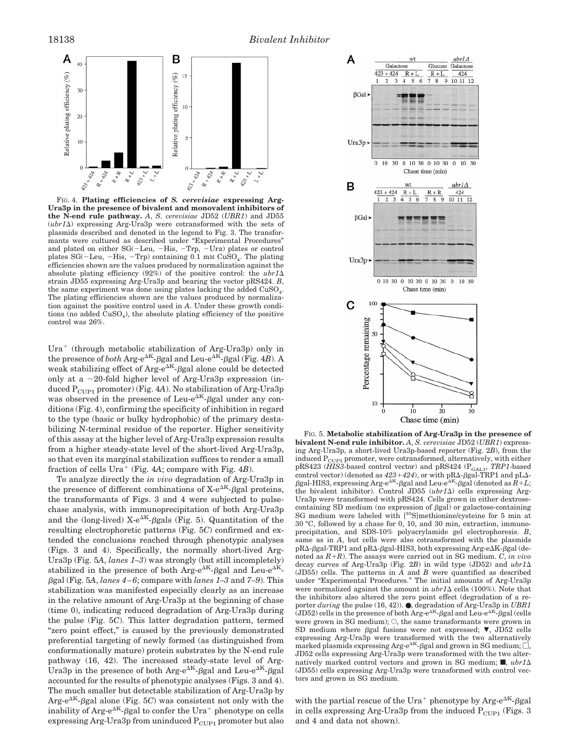FIG. 4. **Plating efficiencies of *S. cerevisiae* expressing Arg-Ura3p in the presence of bivalent and monovalent inhibitors of the N-end rule pathway.** *A*, *S. cerevisiae* JD52 (*UBR1*) and JD55 (*ubr1*Δ) expressing Arg-Ura3p were cotransformed with the sets of plasmids described and denoted in the legend to Fig. 3. The transformants were cultured as described under "Experimental Procedures" and plated on either SG(−Leu, −His, −Trp, −Ura) plates or control plates SG(−Leu, −His, −Trp) containing 0.1 mM $CuSO_4$. The plating efficiencies shown are the values produced by normalization against the absolute plating efficiency (92%) of the positive control: the *ubr1*Δ strain JD55 expressing Arg-Ura3p and bearing the vector pRS424. *B*, the same experiment was done using plates lacking the added $CuSO_4$. The plating efficiencies shown are the values produced by normalization against the positive control used in *A*. Under these growth conditions (no added $CuSO_4$), the absolute plating efficiency of the positive control was 26%.

$Ura^+$ (through metabolic stabilization of Arg-Ura3p) only in the presence of *both* Arg-$e^{\Delta K}$-βgal and Leu-$e^{\Delta K}$-βgal (Fig. 4*B*). A weak stabilizing effect of Arg-$e^{\Delta K}$-βgal alone could be detected only at a ~20-fold higher level of Arg-Ura3p expression (induced $P_{CUP1}$ promoter) (Fig. 4*A*). No stabilization of Arg-Ura3p was observed in the presence of Leu-$e^{\Delta K}$-βgal under any conditions (Fig. 4), confirming the specificity of inhibition in regard to the type (basic or bulky hydrophobic) of the primary destabilizing N-terminal residue of the reporter. Higher sensitivity of this assay at the higher level of Arg-Ura3p expression results from a higher steady-state level of the short-lived Arg-Ura3p, so that even its marginal stabilization suffices to render a small fraction of cells $Ura^+$ (Fig. 4*A*; compare with Fig. 4*B*).

To analyze directly the *in vivo* degradation of Arg-Ura3p in the presence of different combinations of X-$e^{\Delta K}$-βgal proteins, the transformants of Figs. 3 and 4 were subjected to pulse-chase analysis, with immunoprecipitation of both Arg-Ura3p and the (long-lived) X-$e^{\Delta K}$-βgals (Fig. 5). Quantitation of the resulting electrophoretic patterns (Fig. 5*C*) confirmed and extended the conclusions reached through phenotypic analyses (Figs. 3 and 4). Specifically, the normally short-lived Arg-Ura3p (Fig. 5*A*, *lanes 1–3*) was strongly (but still incompletely) stabilized in the presence of both Arg-$e^{\Delta K}$-βgal and Leu-$e^{\Delta K}$-βgal (Fig. 5*A*, *lanes 4–6*; compare with *lanes 1–3* and *7–9*). This stabilization was manifested especially clearly as an increase in the relative amount of Arg-Ura3p at the beginning of chase (time 0), indicating reduced degradation of Arg-Ura3p during the pulse (Fig. 5*C*). This latter degradation pattern, termed "zero point effect," is caused by the previously demonstrated preferential targeting of newly formed (as distinguished from conformationally mature) protein substrates by the N-end rule pathway (16, 42). The increased steady-state level of Arg-Ura3p in the presence of both Arg-$e^{\Delta K}$-βgal and Leu-$e^{\Delta K}$-βgal accounted for the results of phenotypic analyses (Figs. 3 and 4). The much smaller but detectable stabilization of Arg-Ura3p by Arg-$e^{\Delta K}$-βgal alone (Fig. 5*C*) was consistent not only with the inability of Arg-$e^{\Delta K}$-βgal to confer the $Ura^+$ phenotype on cells expressing Arg-Ura3p from uninduced $P_{CUP1}$ promoter but also with the partial rescue of the $Ura^+$ phenotype by Arg-$e^{\Delta K}$-βgal in cells expressing Arg-Ura3p from the induced $P_{CUP1}$ (Figs. 3 and 4 and data not shown).

FIG. 5. **Metabolic stabilization of Arg-Ura3p in the presence of bivalent N-end rule inhibitor.** *A*, *S. cerevisiae* JD52 (*UBR1*) expressing Arg-Ura3p, a short-lived Ura3p-based reporter (Fig. 2*B*), from the induced $P_{CUP1}$ promoter, were cotransformed, alternatively, with either pRS423 (*HIS3*-based control vector) and pRS424 ($P_{GAL1}$, *TRP1*-based control vector) (denoted as *423+424*), or with pRΔ-βgal-TRP1 and pLΔ-βgal-HIS3, expressing Arg-$e^{\Delta K}$-βgal and Leu-$e^{\Delta K}$-βgal (denoted as *R+L*; the bivalent inhibitor). Control JD55 (*ubr1*Δ) cells expressing Arg-Ura3p were transformed with pRS424. Cells grown in either dextrose-containing SD medium (no expression of βgal) or galactose-containing SG medium were labeled with [$^{35}$S]methionine/cysteine for 5 min at 30 °C, followed by a chase for 0, 10, and 30 min, extraction, immunoprecipitation, and SDS-10% polyacrylamide gel electrophoresis. *B*, same as in *A*, but cells were also cotransformed with the plasmids pRΔ-βgal-TRP1 and pRΔ-βgal-HIS3, both expressing Arg-eΔK-βgal (denoted as *R+R*). The assays were carried out in SG medium. *C*, *in vivo* decay curves of Arg-Ura3p (Fig. 2*B*) in wild type (JD52) and *ubr1*Δ (JD55) cells. The patterns in *A* and *B* were quantified as described under "Experimental Procedures." The initial amounts of Arg-Ura3p were normalized against the amount in *ubr1*Δ cells (100%). Note that the inhibitors also altered the zero point effect (degradation of a reporter *during* the pulse (16, 42)). ●, degradation of Arg-Ura3p in *UBR1* (JD52) cells in the presence of both Arg-$e^{\Delta K}$-βgal and Leu-$e^{\Delta K}$-βgal (cells were grown in SG medium); ○, the same transformants were grown in SD medium where βgal fusions were not expressed; ▼, JD52 cells expressing Arg-Ura3p were transformed with the two alternatively marked plasmids expressing Arg-$e^{\Delta K}$-βgal and grown in SG medium; □, JD52 cells expressing Arg-Ura3p were transformed with the two alternatively marked control vectors and grown in SG medium; ■, *ubr1*Δ (JD55) cells expressing Arg-Ura3p were transformed with control vectors and grown in SG medium.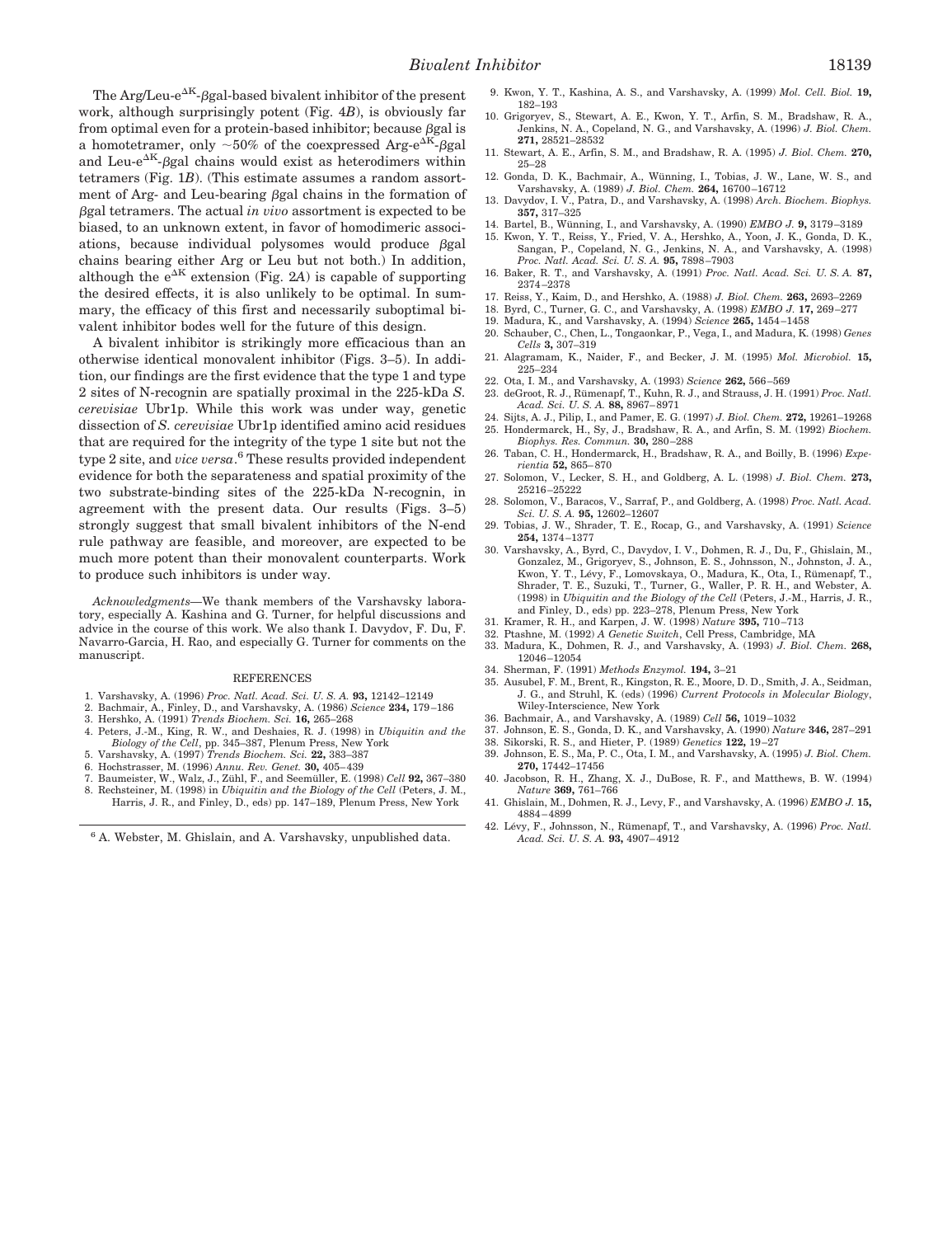The Arg/Leu-$e^{\Delta K}$-βgal-based bivalent inhibitor of the present work, although surprisingly potent (Fig. 4*B*), is obviously far from optimal even for a protein-based inhibitor; because βgal is a homotetramer, only ~50% of the coexpressed Arg-$e^{\Delta K}$-βgal and Leu-$e^{\Delta K}$-βgal chains would exist as heterodimers within tetramers (Fig. 1*B*). (This estimate assumes a random assortment of Arg- and Leu-bearing βgal chains in the formation of βgal tetramers. The actual *in vivo* assortment is expected to be biased, to an unknown extent, in favor of homodimeric associations, because individual polysomes would produce βgal chains bearing either Arg or Leu but not both.) In addition, although the $e^{\Delta K}$ extension (Fig. 2*A*) is capable of supporting the desired effects, it is also unlikely to be optimal. In summary, the efficacy of this first and necessarily suboptimal bivalent inhibitor bodes well for the future of this design.

A bivalent inhibitor is strikingly more efficacious than an otherwise identical monovalent inhibitor (Figs. 3–5). In addition, our findings are the first evidence that the type 1 and type 2 sites of N-recognin are spatially proximal in the 225-kDa *S. cerevisiae* Ubr1p. While this work was under way, genetic dissection of *S. cerevisiae* Ubr1p identified amino acid residues that are required for the integrity of the type 1 site but not the type 2 site, and *vice versa*.[6] These results provided independent evidence for both the separateness and spatial proximity of the two substrate-binding sites of the 225-kDa N-recognin, in agreement with the present data. Our results (Figs. 3–5) strongly suggest that small bivalent inhibitors of the N-end rule pathway are feasible, and moreover, are expected to be much more potent than their monovalent counterparts. Work to produce such inhibitors is under way.

*Acknowledgments*—We thank members of the Varshavsky laboratory, especially A. Kashina and G. Turner, for helpful discussions and advice in the course of this work. We also thank I. Davydov, F. Du, F. Navarro-Garcia, H. Rao, and especially G. Turner for comments on the manuscript.

## REFERENCES

1. Varshavsky, A. (1996) *Proc. Natl. Acad. Sci. U. S. A.* **93,** 12142–12149
2. Bachmair, A., Finley, D., and Varshavsky, A. (1986) *Science* **234,** 179–186
3. Hershko, A. (1991) *Trends Biochem. Sci.* **16,** 265–268
4. Peters, J.-M., King, R. W., and Deshaies, R. J. (1998) in *Ubiquitin and the Biology of the Cell*, pp. 345–387, Plenum Press, New York
5. Varshavsky, A. (1997) *Trends Biochem. Sci.* **22,** 383–387
6. Hochstrasser, M. (1996) *Annu. Rev. Genet.* **30,** 405–439
7. Baumeister, W., Walz, J., Zühl, F., and Seemüller, E. (1998) *Cell* **92,** 367–380
8. Rechsteiner, M. (1998) in *Ubiquitin and the Biology of the Cell* (Peters, J. M., Harris, J. R., and Finley, D., eds) pp. 147–189, Plenum Press, New York
9. Kwon, Y. T., Kashina, A. S., and Varshavsky, A. (1999) *Mol. Cell. Biol.* **19,** 182–193
10. Grigoryev, S., Stewart, A. E., Kwon, Y. T., Arfin, S. M., Bradshaw, R. A., Jenkins, N. A., Copeland, N. G., and Varshavsky, A. (1996) *J. Biol. Chem.* **271,** 28521–28532
11. Stewart, A. E., Arfin, S. M., and Bradshaw, R. A. (1995) *J. Biol. Chem.* **270,** 25–28
12. Gonda, D. K., Bachmair, A., Wünning, I., Tobias, J. W., Lane, W. S., and Varshavsky, A. (1989) *J. Biol. Chem.* **264,** 16700–16712
13. Davydov, I. V., Patra, D., and Varshavsky, A. (1998) *Arch. Biochem. Biophys.* **357,** 317–325
14. Bartel, B., Wünning, I., and Varshavsky, A. (1990) *EMBO J.* **9,** 3179–3189
15. Kwon, Y. T., Reiss, Y., Fried, V. A., Hershko, A., Yoon, J. K., Gonda, D. K., Sangan, P., Copeland, N. G., Jenkins, N. A., and Varshavsky, A. (1998) *Proc. Natl. Acad. Sci. U. S. A.* **95,** 7898–7903
16. Baker, R. T., and Varshavsky, A. (1991) *Proc. Natl. Acad. Sci. U. S. A.* **87,** 2374–2378
17. Reiss, Y., Kaim, D., and Hershko, A. (1988) *J. Biol. Chem.* **263,** 2693–2269
18. Byrd, C., Turner, G. C., and Varshavsky, A. (1998) *EMBO J.* **17,** 269–277
19. Madura, K., and Varshavsky, A. (1994) *Science* **265,** 1454–1458
20. Schauber, C., Chen, L., Tongaonkar, P., Vega, I., and Madura, K. (1998) *Genes Cells* **3,** 307–319
21. Alagramam, K., Naider, F., and Becker, J. M. (1995) *Mol. Microbiol.* **15,** 225–234
22. Ota, I. M., and Varshavsky, A. (1993) *Science* **262,** 566–569
23. deGroot, R. J., Rümenapf, T., Kuhn, R. J., and Strauss, J. H. (1991) *Proc. Natl. Acad. Sci. U. S. A.* **88,** 8967–8971
24. Sijts, A. J., Pilip, I., and Pamer, E. G. (1997) *J. Biol. Chem.* **272,** 19261–19268
25. Hondermarck, H., Sy, J., Bradshaw, R. A., and Arfin, S. M. (1992) *Biochem. Biophys. Res. Commun.* **30,** 280–288
26. Taban, C. H., Hondermarck, H., Bradshaw, R. A., and Boilly, B. (1996) *Experientia* **52,** 865–870
27. Solomon, V., Lecker, S. H., and Goldberg, A. L. (1998) *J. Biol. Chem.* **273,** 25216–25222
28. Solomon, V., Baracos, V., Sarraf, P., and Goldberg, A. (1998) *Proc. Natl. Acad. Sci. U. S. A.* **95,** 12602–12607
29. Tobias, J. W., Shrader, T. E., Rocap, G., and Varshavsky, A. (1991) *Science* **254,** 1374–1377
30. Varshavsky, A., Byrd, C., Davydov, I. V., Dohmen, R. J., Du, F., Ghislain, M., Gonzalez, M., Grigoryev, S., Johnson, E. S., Johnsson, N., Johnston, J. A., Kwon, Y. T., Lévy, F., Lomovskaya, O., Madura, K., Ota, I., Rümenapf, T., Shrader, T. E., Suzuki, T., Turner, G., Waller, P. R. H., and Webster, A. (1998) in *Ubiquitin and the Biology of the Cell* (Peters, J.-M., Harris, J. R., and Finley, D., eds) pp. 223–278, Plenum Press, New York
31. Kramer, R. H., and Karpen, J. W. (1998) *Nature* **395,** 710–713
32. Ptashne, M. (1992) *A Genetic Switch*, Cell Press, Cambridge, MA
33. Madura, K., Dohmen, R. J., and Varshavsky, A. (1993) *J. Biol. Chem.* **268,** 12046–12054
34. Sherman, F. (1991) *Methods Enzymol.* **194,** 3–21
35. Ausubel, F. M., Brent, R., Kingston, R. E., Moore, D. D., Smith, J. A., Seidman, J. G., and Struhl, K. (eds) (1996) *Current Protocols in Molecular Biology*, Wiley-Interscience, New York
36. Bachmair, A., and Varshavsky, A. (1989) *Cell* **56,** 1019–1032
37. Johnson, E. S., Gonda, D. K., and Varshavsky, A. (1990) *Nature* **346,** 287–291
38. Sikorski, R. S., and Hieter, P. (1989) *Genetics* **122,** 19–27
39. Johnson, E. S., Ma, P. C., Ota, I. M., and Varshavsky, A. (1995) *J. Biol. Chem.* **270,** 17442–17456
40. Jacobson, R. H., Zhang, X. J., DuBose, R. F., and Matthews, B. W. (1994) *Nature* **369,** 761–766
41. Ghislain, M., Dohmen, R. J., Levy, F., and Varshavsky, A. (1996) *EMBO J.* **15,** 4884–4899
42. Lévy, F., Johnsson, N., Rümenapf, T., and Varshavsky, A. (1996) *Proc. Natl. Acad. Sci. U. S. A.* **93,** 4907–4912

[6] A. Webster, M. Ghislain, and A. Varshavsky, unpublished data.